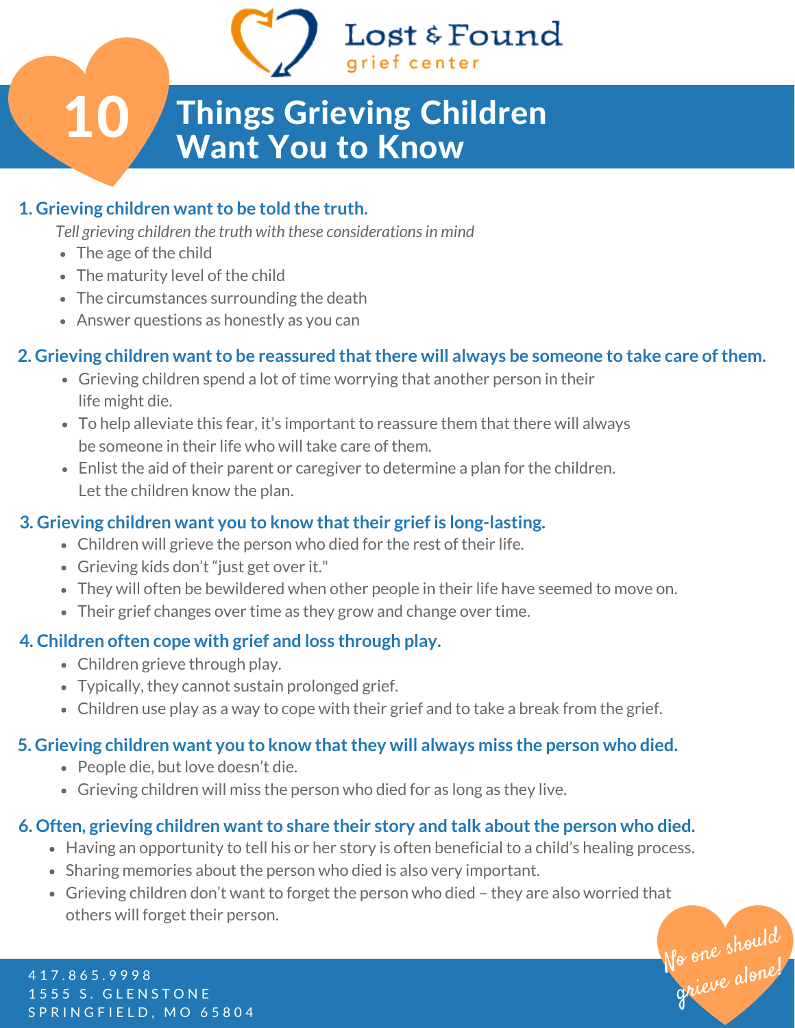Lost & Found
grief center

# 10 Things Grieving Children Want You to Know

### 1. Grieving children want to be told the truth.

*Tell grieving children the truth with these considerations in mind*

- The age of the child
- The maturity level of the child
- The circumstances surrounding the death
- Answer questions as honestly as you can

### 2. Grieving children want to be reassured that there will always be someone to take care of them.

- Grieving children spend a lot of time worrying that another person in their life might die.
- To help alleviate this fear, it's important to reassure them that there will always be someone in their life who will take care of them.
- Enlist the aid of their parent or caregiver to determine a plan for the children. Let the children know the plan.

### 3. Grieving children want you to know that their grief is long-lasting.

- Children will grieve the person who died for the rest of their life.
- Grieving kids don't "just get over it."
- They will often be bewildered when other people in their life have seemed to move on.
- Their grief changes over time as they grow and change over time.

### 4. Children often cope with grief and loss through play.

- Children grieve through play.
- Typically, they cannot sustain prolonged grief.
- Children use play as a way to cope with their grief and to take a break from the grief.

### 5. Grieving children want you to know that they will always miss the person who died.

- People die, but love doesn't die.
- Grieving children will miss the person who died for as long as they live.

### 6. Often, grieving children want to share their story and talk about the person who died.

- Having an opportunity to tell his or her story is often beneficial to a child's healing process.
- Sharing memories about the person who died is also very important.
- Grieving children don't want to forget the person who died – they are also worried that others will forget their person.

417.865.9998
1555 S. GLENSTONE
SPRINGFIELD, MO 65804

No one should grieve alone!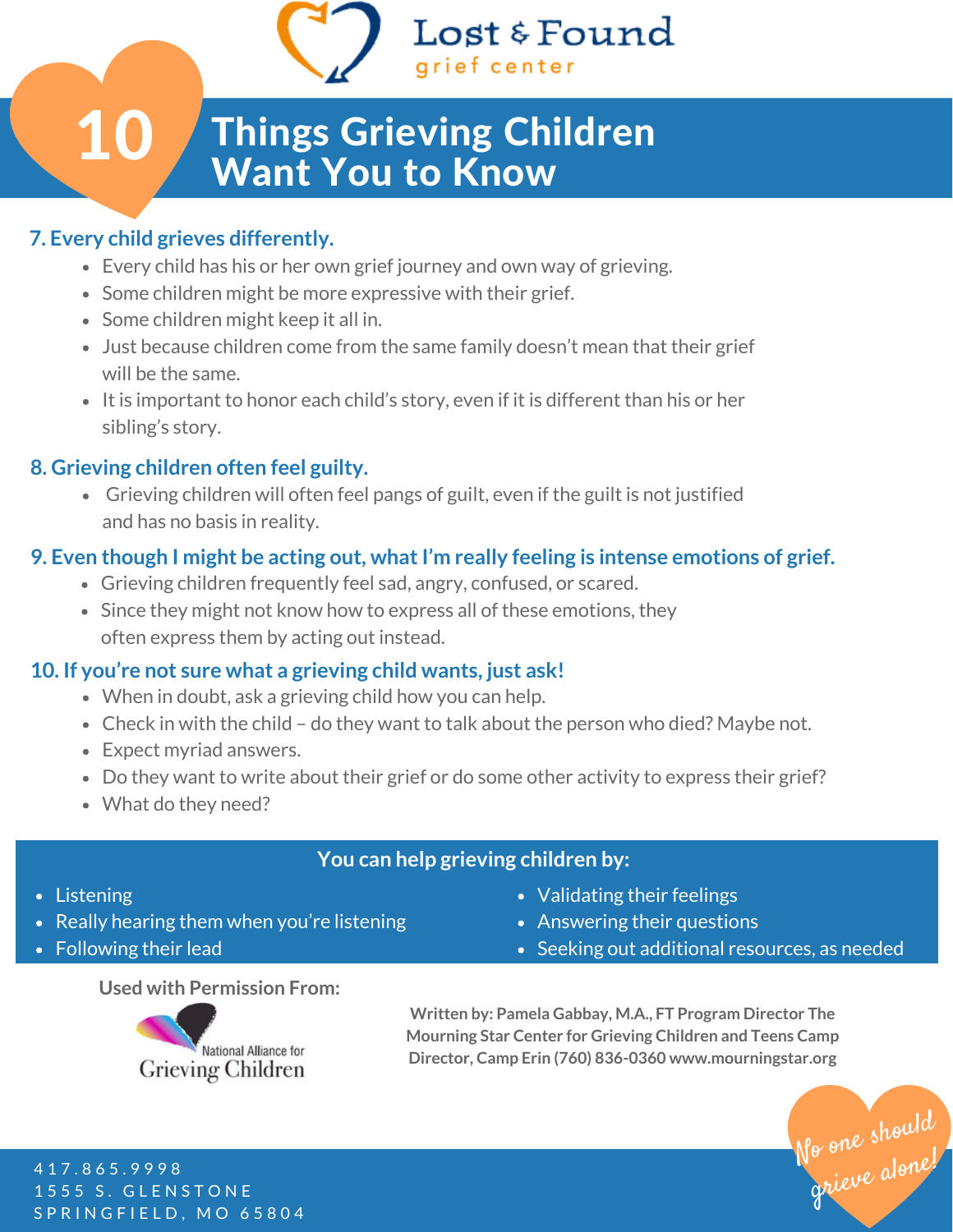Lost & Found grief center

# 10 Things Grieving Children Want You to Know

### 7. Every child grieves differently.

- Every child has his or her own grief journey and own way of grieving.
- Some children might be more expressive with their grief.
- Some children might keep it all in.
- Just because children come from the same family doesn't mean that their grief will be the same.
- It is important to honor each child's story, even if it is different than his or her sibling's story.

### 8. Grieving children often feel guilty.

- Grieving children will often feel pangs of guilt, even if the guilt is not justified and has no basis in reality.

### 9. Even though I might be acting out, what I'm really feeling is intense emotions of grief.

- Grieving children frequently feel sad, angry, confused, or scared.
- Since they might not know how to express all of these emotions, they often express them by acting out instead.

### 10. If you're not sure what a grieving child wants, just ask!

- When in doubt, ask a grieving child how you can help.
- Check in with the child – do they want to talk about the person who died? Maybe not.
- Expect myriad answers.
- Do they want to write about their grief or do some other activity to express their grief?
- What do they need?

**You can help grieving children by:**

- Listening
- Really hearing them when you're listening
- Following their lead
- Validating their feelings
- Answering their questions
- Seeking out additional resources, as needed

**Used with Permission From:**

National Alliance for Grieving Children

**Written by: Pamela Gabbay, M.A., FT Program Director The Mourning Star Center for Grieving Children and Teens Camp Director, Camp Erin (760) 836-0360 www.mourningstar.org**

417.865.9998
1555 S. GLENSTONE
SPRINGFIELD, MO 65804

*No one should grieve alone!*